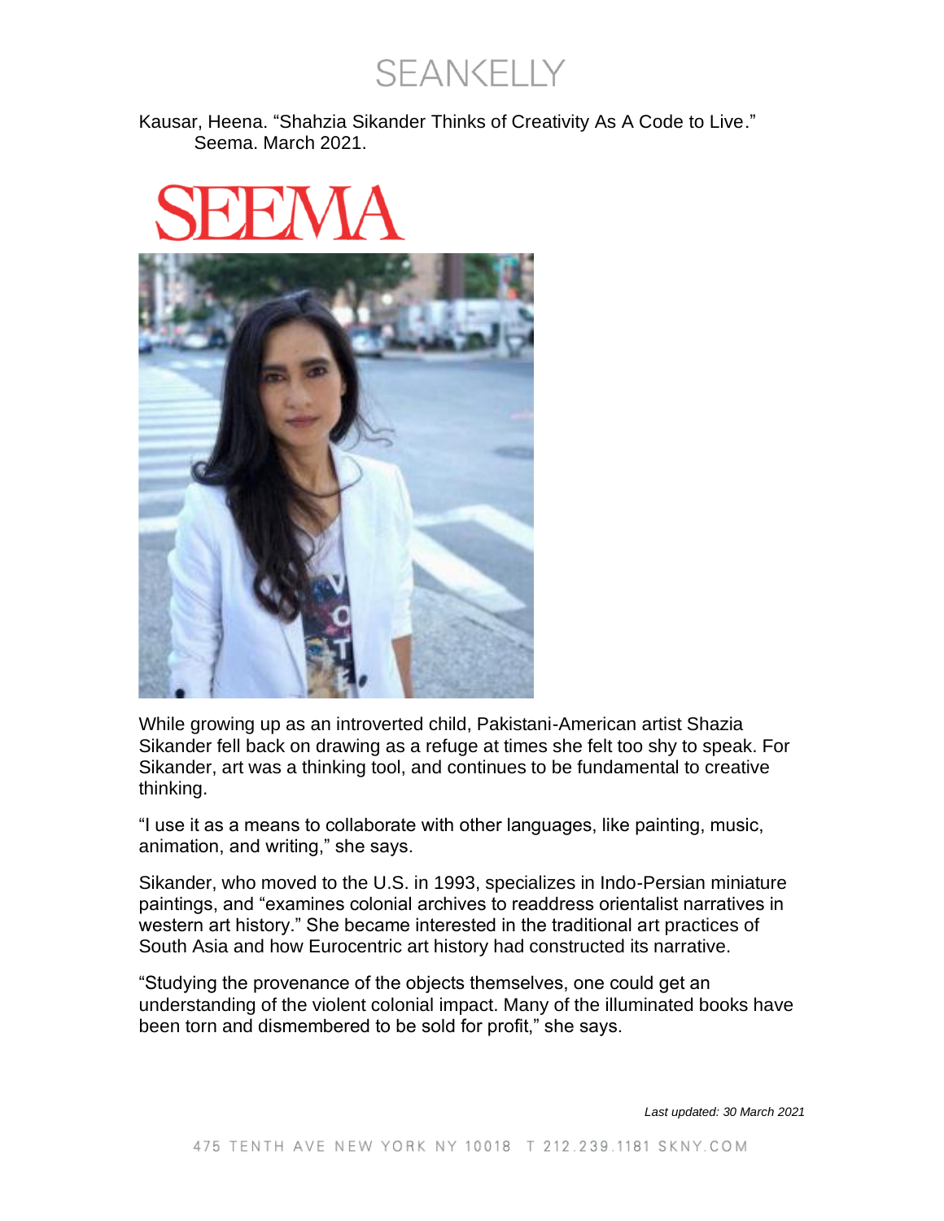SEANKELLY

Kausar, Heena. "Shahzia Sikander Thinks of Creativity As A Code to Live." Seema. March 2021.

SEEMA

While growing up as an introverted child, Pakistani-American artist Shazia Sikander fell back on drawing as a refuge at times she felt too shy to speak. For Sikander, art was a thinking tool, and continues to be fundamental to creative thinking.

"I use it as a means to collaborate with other languages, like painting, music, animation, and writing," she says.

Sikander, who moved to the U.S. in 1993, specializes in Indo-Persian miniature paintings, and "examines colonial archives to readdress orientalist narratives in western art history." She became interested in the traditional art practices of South Asia and how Eurocentric art history had constructed its narrative.

"Studying the provenance of the objects themselves, one could get an understanding of the violent colonial impact. Many of the illuminated books have been torn and dismembered to be sold for profit," she says.

*Last updated: 30 March 2021*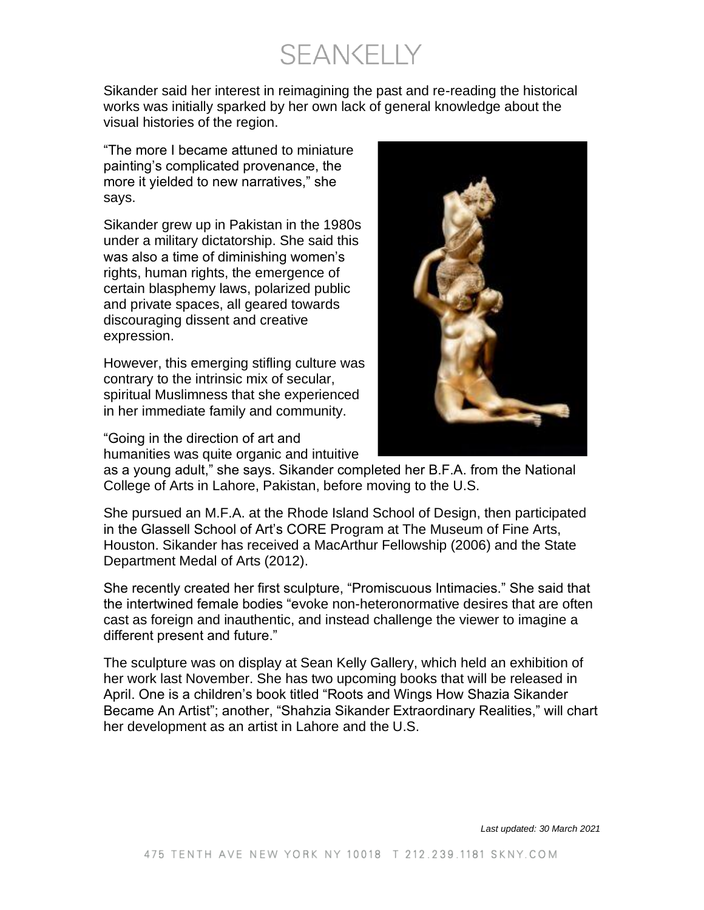Sikander said her interest in reimagining the past and re-reading the historical works was initially sparked by her own lack of general knowledge about the visual histories of the region.

"The more I became attuned to miniature painting's complicated provenance, the more it yielded to new narratives," she says.

Sikander grew up in Pakistan in the 1980s under a military dictatorship. She said this was also a time of diminishing women's rights, human rights, the emergence of certain blasphemy laws, polarized public and private spaces, all geared towards discouraging dissent and creative expression.

However, this emerging stifling culture was contrary to the intrinsic mix of secular, spiritual Muslimness that she experienced in her immediate family and community.

"Going in the direction of art and humanities was quite organic and intuitive as a young adult," she says. Sikander completed her B.F.A. from the National College of Arts in Lahore, Pakistan, before moving to the U.S.

She pursued an M.F.A. at the Rhode Island School of Design, then participated in the Glassell School of Art's CORE Program at The Museum of Fine Arts, Houston. Sikander has received a MacArthur Fellowship (2006) and the State Department Medal of Arts (2012).

She recently created her first sculpture, "Promiscuous Intimacies." She said that the intertwined female bodies "evoke non-heteronormative desires that are often cast as foreign and inauthentic, and instead challenge the viewer to imagine a different present and future."

The sculpture was on display at Sean Kelly Gallery, which held an exhibition of her work last November. She has two upcoming books that will be released in April. One is a children's book titled "Roots and Wings How Shazia Sikander Became An Artist"; another, "Shahzia Sikander Extraordinary Realities," will chart her development as an artist in Lahore and the U.S.

*Last updated: 30 March 2021*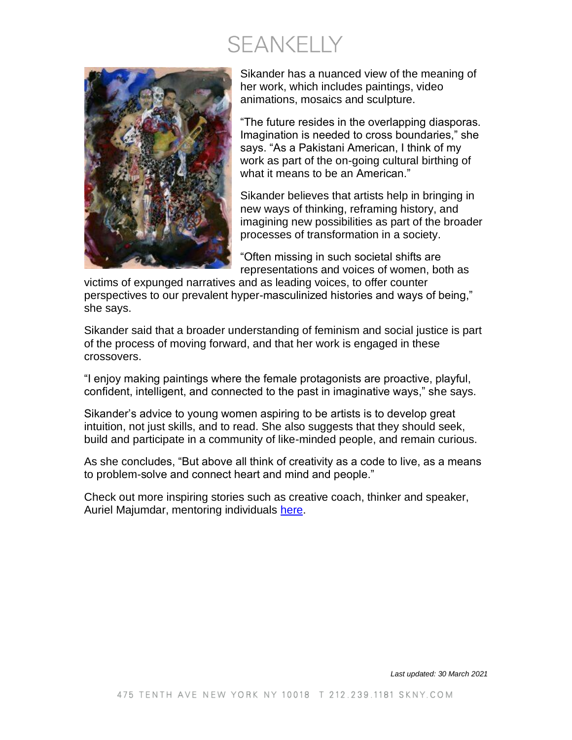Sikander has a nuanced view of the meaning of her work, which includes paintings, video animations, mosaics and sculpture.

"The future resides in the overlapping diasporas. Imagination is needed to cross boundaries," she says. "As a Pakistani American, I think of my work as part of the on-going cultural birthing of what it means to be an American."

Sikander believes that artists help in bringing in new ways of thinking, reframing history, and imagining new possibilities as part of the broader processes of transformation in a society.

"Often missing in such societal shifts are representations and voices of women, both as victims of expunged narratives and as leading voices, to offer counter perspectives to our prevalent hyper-masculinized histories and ways of being," she says.

Sikander said that a broader understanding of feminism and social justice is part of the process of moving forward, and that her work is engaged in these crossovers.

"I enjoy making paintings where the female protagonists are proactive, playful, confident, intelligent, and connected to the past in imaginative ways," she says.

Sikander's advice to young women aspiring to be artists is to develop great intuition, not just skills, and to read. She also suggests that they should seek, build and participate in a community of like-minded people, and remain curious.

As she concludes, "But above all think of creativity as a code to live, as a means to problem-solve and connect heart and mind and people."

Check out more inspiring stories such as creative coach, thinker and speaker, Auriel Majumdar, mentoring individuals [here](here).

*Last updated: 30 March 2021*